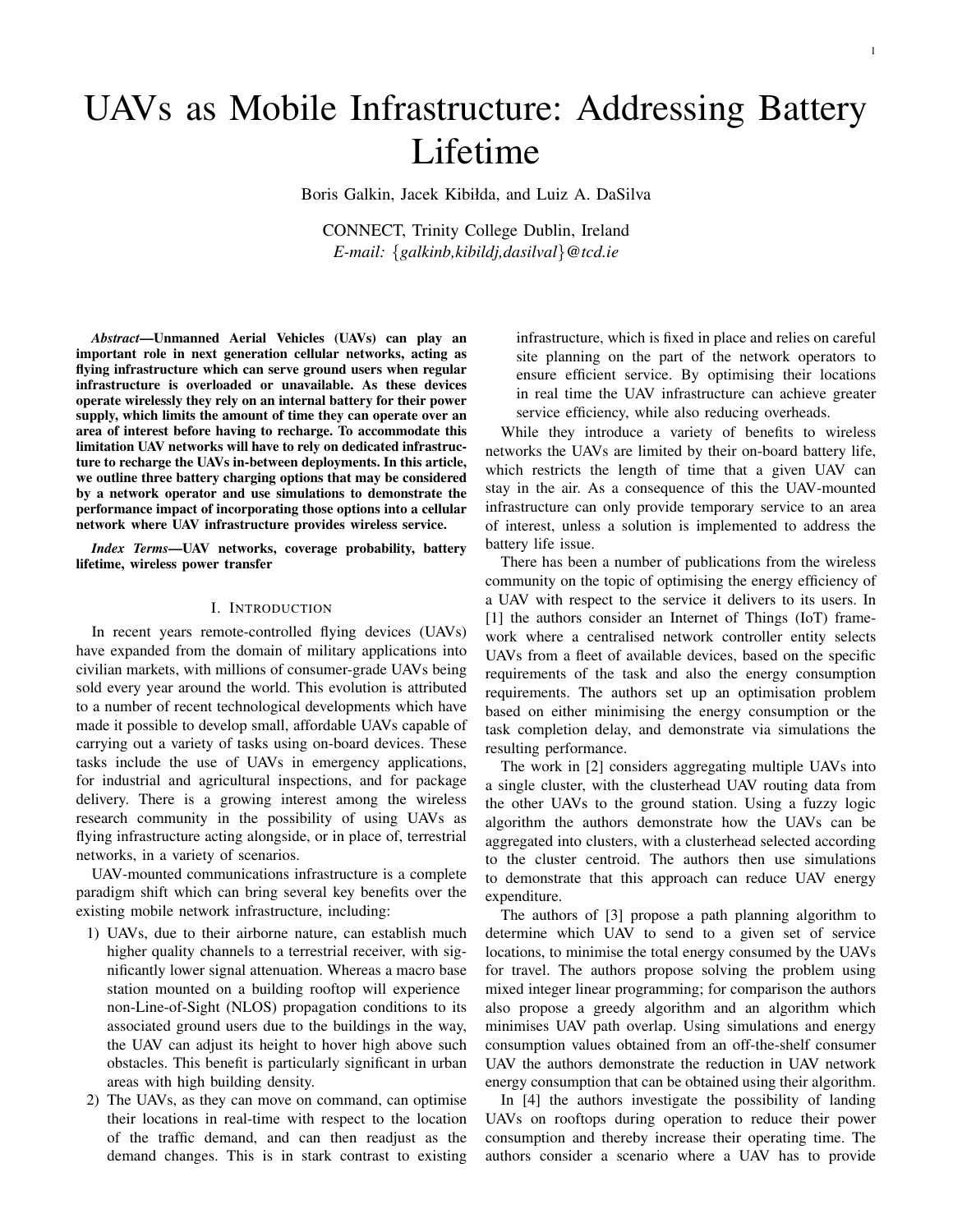# UAVs as Mobile Infrastructure: Addressing Battery Lifetime

Boris Galkin, Jacek Kibiłda, and Luiz A. DaSilva

CONNECT, Trinity College Dublin, Ireland
*E-mail: {galkinb,kibildj,dasilval}@tcd.ie*

***Abstract*—Unmanned Aerial Vehicles (UAVs) can play an important role in next generation cellular networks, acting as flying infrastructure which can serve ground users when regular infrastructure is overloaded or unavailable. As these devices operate wirelessly they rely on an internal battery for their power supply, which limits the amount of time they can operate over an area of interest before having to recharge. To accommodate this limitation UAV networks will have to rely on dedicated infrastructure to recharge the UAVs in-between deployments. In this article, we outline three battery charging options that may be considered by a network operator and use simulations to demonstrate the performance impact of incorporating those options into a cellular network where UAV infrastructure provides wireless service.**

***Index Terms*—UAV networks, coverage probability, battery lifetime, wireless power transfer**

## I. Introduction

In recent years remote-controlled flying devices (UAVs) have expanded from the domain of military applications into civilian markets, with millions of consumer-grade UAVs being sold every year around the world. This evolution is attributed to a number of recent technological developments which have made it possible to develop small, affordable UAVs capable of carrying out a variety of tasks using on-board devices. These tasks include the use of UAVs in emergency applications, for industrial and agricultural inspections, and for package delivery. There is a growing interest among the wireless research community in the possibility of using UAVs as flying infrastructure acting alongside, or in place of, terrestrial networks, in a variety of scenarios.

UAV-mounted communications infrastructure is a complete paradigm shift which can bring several key benefits over the existing mobile network infrastructure, including:

1) UAVs, due to their airborne nature, can establish much higher quality channels to a terrestrial receiver, with significantly lower signal attenuation. Whereas a macro base station mounted on a building rooftop will experience non-Line-of-Sight (NLOS) propagation conditions to its associated ground users due to the buildings in the way, the UAV can adjust its height to hover high above such obstacles. This benefit is particularly significant in urban areas with high building density.
2) The UAVs, as they can move on command, can optimise their locations in real-time with respect to the location of the traffic demand, and can then readjust as the demand changes. This is in stark contrast to existing infrastructure, which is fixed in place and relies on careful site planning on the part of the network operators to ensure efficient service. By optimising their locations in real time the UAV infrastructure can achieve greater service efficiency, while also reducing overheads.

While they introduce a variety of benefits to wireless networks the UAVs are limited by their on-board battery life, which restricts the length of time that a given UAV can stay in the air. As a consequence of this the UAV-mounted infrastructure can only provide temporary service to an area of interest, unless a solution is implemented to address the battery life issue.

There has been a number of publications from the wireless community on the topic of optimising the energy efficiency of a UAV with respect to the service it delivers to its users. In [1] the authors consider an Internet of Things (IoT) framework where a centralised network controller entity selects UAVs from a fleet of available devices, based on the specific requirements of the task and also the energy consumption requirements. The authors set up an optimisation problem based on either minimising the energy consumption or the task completion delay, and demonstrate via simulations the resulting performance.

The work in [2] considers aggregating multiple UAVs into a single cluster, with the clusterhead UAV routing data from the other UAVs to the ground station. Using a fuzzy logic algorithm the authors demonstrate how the UAVs can be aggregated into clusters, with a clusterhead selected according to the cluster centroid. The authors then use simulations to demonstrate that this approach can reduce UAV energy expenditure.

The authors of [3] propose a path planning algorithm to determine which UAV to send to a given set of service locations, to minimise the total energy consumed by the UAVs for travel. The authors propose solving the problem using mixed integer linear programming; for comparison the authors also propose a greedy algorithm and an algorithm which minimises UAV path overlap. Using simulations and energy consumption values obtained from an off-the-shelf consumer UAV the authors demonstrate the reduction in UAV network energy consumption that can be obtained using their algorithm.

In [4] the authors investigate the possibility of landing UAVs on rooftops during operation to reduce their power consumption and thereby increase their operating time. The authors consider a scenario where a UAV has to provide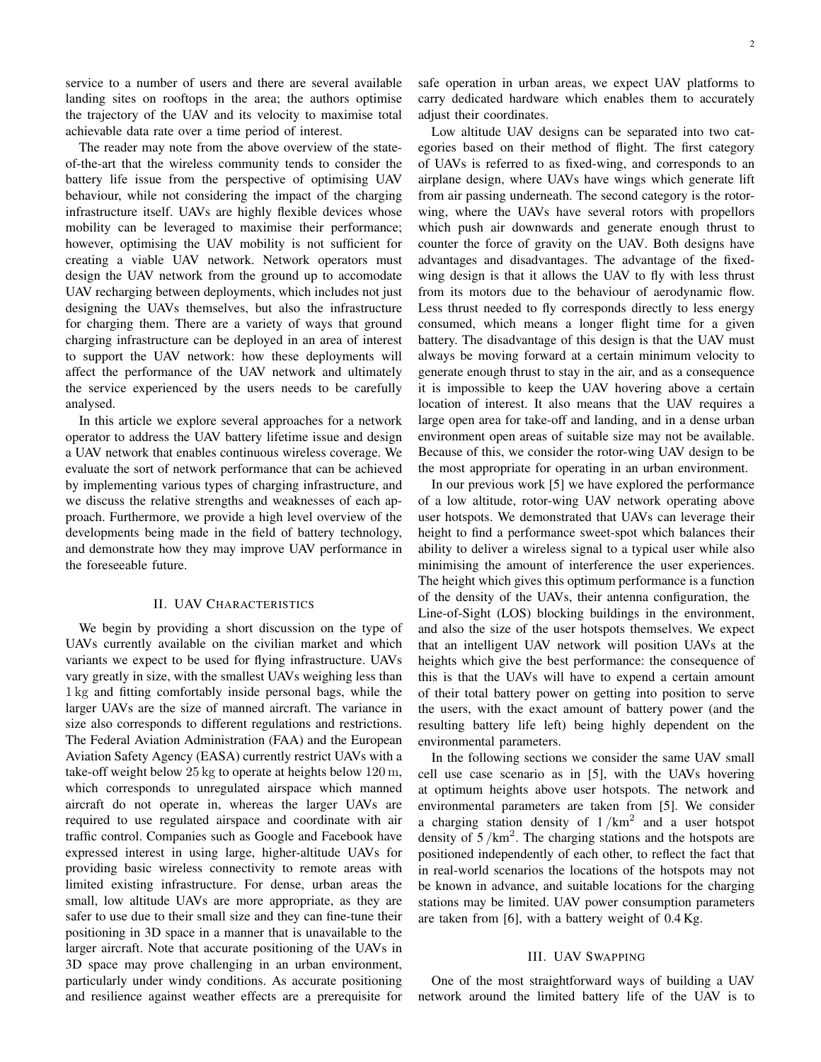service to a number of users and there are several available landing sites on rooftops in the area; the authors optimise the trajectory of the UAV and its velocity to maximise total achievable data rate over a time period of interest.

The reader may note from the above overview of the state-of-the-art that the wireless community tends to consider the battery life issue from the perspective of optimising UAV behaviour, while not considering the impact of the charging infrastructure itself. UAVs are highly flexible devices whose mobility can be leveraged to maximise their performance; however, optimising the UAV mobility is not sufficient for creating a viable UAV network. Network operators must design the UAV network from the ground up to accomodate UAV recharging between deployments, which includes not just designing the UAVs themselves, but also the infrastructure for charging them. There are a variety of ways that ground charging infrastructure can be deployed in an area of interest to support the UAV network: how these deployments will affect the performance of the UAV network and ultimately the service experienced by the users needs to be carefully analysed.

In this article we explore several approaches for a network operator to address the UAV battery lifetime issue and design a UAV network that enables continuous wireless coverage. We evaluate the sort of network performance that can be achieved by implementing various types of charging infrastructure, and we discuss the relative strengths and weaknesses of each approach. Furthermore, we provide a high level overview of the developments being made in the field of battery technology, and demonstrate how they may improve UAV performance in the foreseeable future.

## II. UAV Characteristics

We begin by providing a short discussion on the type of UAVs currently available on the civilian market and which variants we expect to be used for flying infrastructure. UAVs vary greatly in size, with the smallest UAVs weighing less than $1\,\mathrm{kg}$ and fitting comfortably inside personal bags, while the larger UAVs are the size of manned aircraft. The variance in size also corresponds to different regulations and restrictions. The Federal Aviation Administration (FAA) and the European Aviation Safety Agency (EASA) currently restrict UAVs with a take-off weight below $25\,\mathrm{kg}$ to operate at heights below $120\,\mathrm{m}$, which corresponds to unregulated airspace which manned aircraft do not operate in, whereas the larger UAVs are required to use regulated airspace and coordinate with air traffic control. Companies such as Google and Facebook have expressed interest in using large, higher-altitude UAVs for providing basic wireless connectivity to remote areas with limited existing infrastructure. For dense, urban areas the small, low altitude UAVs are more appropriate, as they are safer to use due to their small size and they can fine-tune their positioning in 3D space in a manner that is unavailable to the larger aircraft. Note that accurate positioning of the UAVs in 3D space may prove challenging in an urban environment, particularly under windy conditions. As accurate positioning and resilience against weather effects are a prerequisite for safe operation in urban areas, we expect UAV platforms to carry dedicated hardware which enables them to accurately adjust their coordinates.

Low altitude UAV designs can be separated into two categories based on their method of flight. The first category of UAVs is referred to as fixed-wing, and corresponds to an airplane design, where UAVs have wings which generate lift from air passing underneath. The second category is the rotor-wing, where the UAVs have several rotors with propellors which push air downwards and generate enough thrust to counter the force of gravity on the UAV. Both designs have advantages and disadvantages. The advantage of the fixed-wing design is that it allows the UAV to fly with less thrust from its motors due to the behaviour of aerodynamic flow. Less thrust needed to fly corresponds directly to less energy consumed, which means a longer flight time for a given battery. The disadvantage of this design is that the UAV must always be moving forward at a certain minimum velocity to generate enough thrust to stay in the air, and as a consequence it is impossible to keep the UAV hovering above a certain location of interest. It also means that the UAV requires a large open area for take-off and landing, and in a dense urban environment open areas of suitable size may not be available. Because of this, we consider the rotor-wing UAV design to be the most appropriate for operating in an urban environment.

In our previous work [5] we have explored the performance of a low altitude, rotor-wing UAV network operating above user hotspots. We demonstrated that UAVs can leverage their height to find a performance sweet-spot which balances their ability to deliver a wireless signal to a typical user while also minimising the amount of interference the user experiences. The height which gives this optimum performance is a function of the density of the UAVs, their antenna configuration, the Line-of-Sight (LOS) blocking buildings in the environment, and also the size of the user hotspots themselves. We expect that an intelligent UAV network will position UAVs at the heights which give the best performance: the consequence of this is that the UAVs will have to expend a certain amount of their total battery power on getting into position to serve the users, with the exact amount of battery power (and the resulting battery life left) being highly dependent on the environmental parameters.

In the following sections we consider the same UAV small cell use case scenario as in [5], with the UAVs hovering at optimum heights above user hotspots. The network and environmental parameters are taken from [5]. We consider a charging station density of $1\,/\mathrm{km}^2$ and a user hotspot density of $5\,/\mathrm{km}^2$. The charging stations and the hotspots are positioned independently of each other, to reflect the fact that in real-world scenarios the locations of the hotspots may not be known in advance, and suitable locations for the charging stations may be limited. UAV power consumption parameters are taken from [6], with a battery weight of $0.4\,\mathrm{Kg}$.

## III. UAV Swapping

One of the most straightforward ways of building a UAV network around the limited battery life of the UAV is to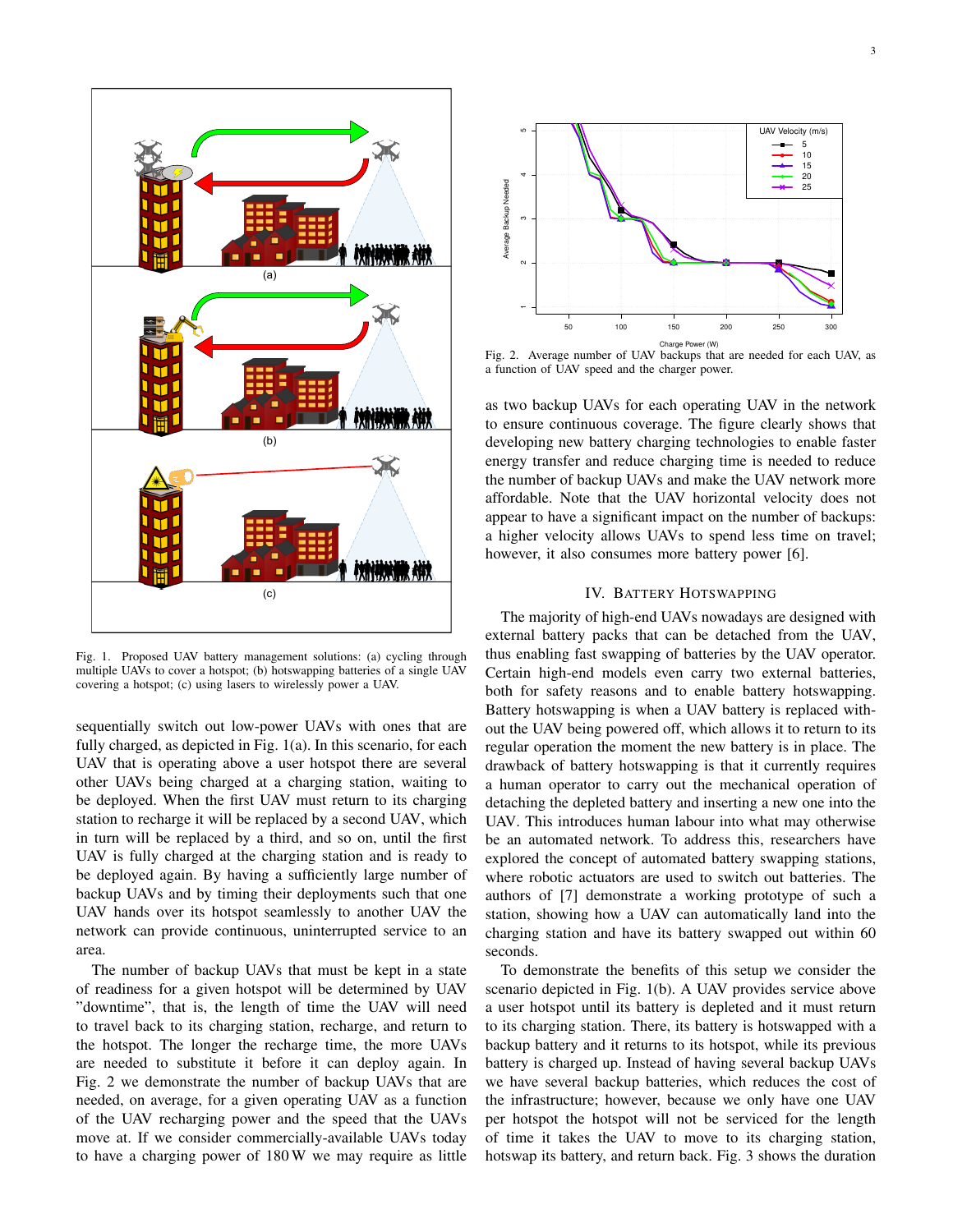Fig. 1. Proposed UAV battery management solutions: (a) cycling through multiple UAVs to cover a hotspot; (b) hotswapping batteries of a single UAV covering a hotspot; (c) using lasers to wirelessly power a UAV.

sequentially switch out low-power UAVs with ones that are fully charged, as depicted in Fig. 1(a). In this scenario, for each UAV that is operating above a user hotspot there are several other UAVs being charged at a charging station, waiting to be deployed. When the first UAV must return to its charging station to recharge it will be replaced by a second UAV, which in turn will be replaced by a third, and so on, until the first UAV is fully charged at the charging station and is ready to be deployed again. By having a sufficiently large number of backup UAVs and by timing their deployments such that one UAV hands over its hotspot seamlessly to another UAV the network can provide continuous, uninterrupted service to an area.

The number of backup UAVs that must be kept in a state of readiness for a given hotspot will be determined by UAV "downtime", that is, the length of time the UAV will need to travel back to its charging station, recharge, and return to the hotspot. The longer the recharge time, the more UAVs are needed to substitute it before it can deploy again. In Fig. 2 we demonstrate the number of backup UAVs that are needed, on average, for a given operating UAV as a function of the UAV recharging power and the speed that the UAVs move at. If we consider commercially-available UAVs today to have a charging power of 180 W we may require as little as two backup UAVs for each operating UAV in the network to ensure continuous coverage. The figure clearly shows that developing new battery charging technologies to enable faster energy transfer and reduce charging time is needed to reduce the number of backup UAVs and make the UAV network more affordable. Note that the UAV horizontal velocity does not appear to have a significant impact on the number of backups: a higher velocity allows UAVs to spend less time on travel; however, it also consumes more battery power [6].

Fig. 2. Average number of UAV backups that are needed for each UAV, as a function of UAV speed and the charger power.

## IV. Battery Hotswapping

The majority of high-end UAVs nowadays are designed with external battery packs that can be detached from the UAV, thus enabling fast swapping of batteries by the UAV operator. Certain high-end models even carry two external batteries, both for safety reasons and to enable battery hotswapping. Battery hotswapping is when a UAV battery is replaced without the UAV being powered off, which allows it to return to its regular operation the moment the new battery is in place. The drawback of battery hotswapping is that it currently requires a human operator to carry out the mechanical operation of detaching the depleted battery and inserting a new one into the UAV. This introduces human labour into what may otherwise be an automated network. To address this, researchers have explored the concept of automated battery swapping stations, where robotic actuators are used to switch out batteries. The authors of [7] demonstrate a working prototype of such a station, showing how a UAV can automatically land into the charging station and have its battery swapped out within 60 seconds.

To demonstrate the benefits of this setup we consider the scenario depicted in Fig. 1(b). A UAV provides service above a user hotspot until its battery is depleted and it must return to its charging station. There, its battery is hotswapped with a backup battery and it returns to its hotspot, while its previous battery is charged up. Instead of having several backup UAVs we have several backup batteries, which reduces the cost of the infrastructure; however, because we only have one UAV per hotspot the hotspot will not be serviced for the length of time it takes the UAV to move to its charging station, hotswap its battery, and return back. Fig. 3 shows the duration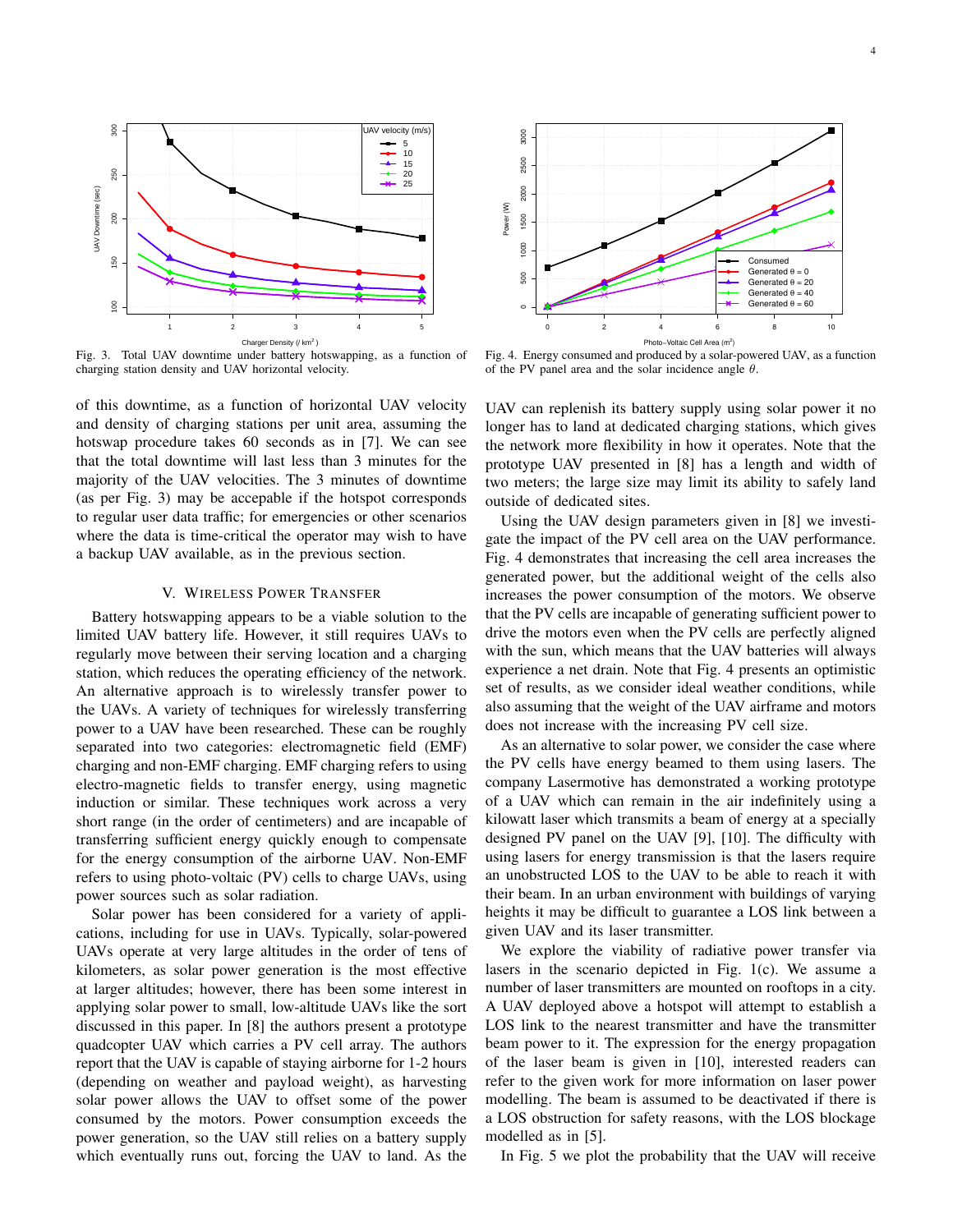Fig. 3. Total UAV downtime under battery hotswapping, as a function of charging station density and UAV horizontal velocity.

Fig. 4. Energy consumed and produced by a solar-powered UAV, as a function of the PV panel area and the solar incidence angle $\theta$.

of this downtime, as a function of horizontal UAV velocity and density of charging stations per unit area, assuming the hotswap procedure takes 60 seconds as in [7]. We can see that the total downtime will last less than 3 minutes for the majority of the UAV velocities. The 3 minutes of downtime (as per Fig. 3) may be accepable if the hotspot corresponds to regular user data traffic; for emergencies or other scenarios where the data is time-critical the operator may wish to have a backup UAV available, as in the previous section.

## V. Wireless Power Transfer

Battery hotswapping appears to be a viable solution to the limited UAV battery life. However, it still requires UAVs to regularly move between their serving location and a charging station, which reduces the operating efficiency of the network. An alternative approach is to wirelessly transfer power to the UAVs. A variety of techniques for wirelessly transferring power to a UAV have been researched. These can be roughly separated into two categories: electromagnetic field (EMF) charging and non-EMF charging. EMF charging refers to using electro-magnetic fields to transfer energy, using magnetic induction or similar. These techniques work across a very short range (in the order of centimeters) and are incapable of transferring sufficient energy quickly enough to compensate for the energy consumption of the airborne UAV. Non-EMF refers to using photo-voltaic (PV) cells to charge UAVs, using power sources such as solar radiation.

Solar power has been considered for a variety of applications, including for use in UAVs. Typically, solar-powered UAVs operate at very large altitudes in the order of tens of kilometers, as solar power generation is the most effective at larger altitudes; however, there has been some interest in applying solar power to small, low-altitude UAVs like the sort discussed in this paper. In [8] the authors present a prototype quadcopter UAV which carries a PV cell array. The authors report that the UAV is capable of staying airborne for 1-2 hours (depending on weather and payload weight), as harvesting solar power allows the UAV to offset some of the power consumed by the motors. Power consumption exceeds the power generation, so the UAV still relies on a battery supply which eventually runs out, forcing the UAV to land. As the UAV can replenish its battery supply using solar power it no longer has to land at dedicated charging stations, which gives the network more flexibility in how it operates. Note that the prototype UAV presented in [8] has a length and width of two meters; the large size may limit its ability to safely land outside of dedicated sites.

Using the UAV design parameters given in [8] we investigate the impact of the PV cell area on the UAV performance. Fig. 4 demonstrates that increasing the cell area increases the generated power, but the additional weight of the cells also increases the power consumption of the motors. We observe that the PV cells are incapable of generating sufficient power to drive the motors even when the PV cells are perfectly aligned with the sun, which means that the UAV batteries will always experience a net drain. Note that Fig. 4 presents an optimistic set of results, as we consider ideal weather conditions, while also assuming that the weight of the UAV airframe and motors does not increase with the increasing PV cell size.

As an alternative to solar power, we consider the case where the PV cells have energy beamed to them using lasers. The company Lasermotive has demonstrated a working prototype of a UAV which can remain in the air indefinitely using a kilowatt laser which transmits a beam of energy at a specially designed PV panel on the UAV [9], [10]. The difficulty with using lasers for energy transmission is that the lasers require an unobstructed LOS to the UAV to be able to reach it with their beam. In an urban environment with buildings of varying heights it may be difficult to guarantee a LOS link between a given UAV and its laser transmitter.

We explore the viability of radiative power transfer via lasers in the scenario depicted in Fig. 1(c). We assume a number of laser transmitters are mounted on rooftops in a city. A UAV deployed above a hotspot will attempt to establish a LOS link to the nearest transmitter and have the transmitter beam power to it. The expression for the energy propagation of the laser beam is given in [10], interested readers can refer to the given work for more information on laser power modelling. The beam is assumed to be deactivated if there is a LOS obstruction for safety reasons, with the LOS blockage modelled as in [5].

In Fig. 5 we plot the probability that the UAV will receive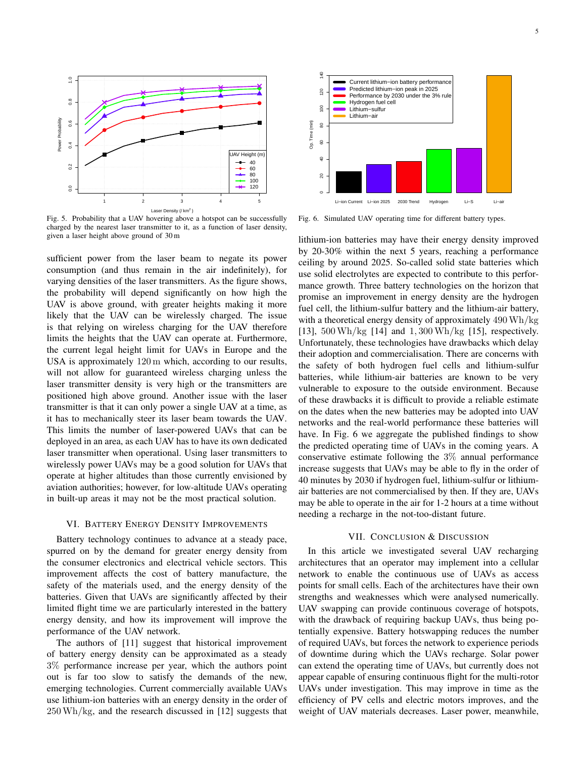Fig. 5. Probability that a UAV hovering above a hotspot can be successfully charged by the nearest laser transmitter to it, as a function of laser density, given a laser height above ground of 30 m

Fig. 6. Simulated UAV operating time for different battery types.

sufficient power from the laser beam to negate its power consumption (and thus remain in the air indefinitely), for varying densities of the laser transmitters. As the figure shows, the probability will depend significantly on how high the UAV is above ground, with greater heights making it more likely that the UAV can be wirelessly charged. The issue is that relying on wireless charging for the UAV therefore limits the heights that the UAV can operate at. Furthermore, the current legal height limit for UAVs in Europe and the USA is approximately 120 m which, according to our results, will not allow for guaranteed wireless charging unless the laser transmitter density is very high or the transmitters are positioned high above ground. Another issue with the laser transmitter is that it can only power a single UAV at a time, as it has to mechanically steer its laser beam towards the UAV. This limits the number of laser-powered UAVs that can be deployed in an area, as each UAV has to have its own dedicated laser transmitter when operational. Using laser transmitters to wirelessly power UAVs may be a good solution for UAVs that operate at higher altitudes than those currently envisioned by aviation authorities; however, for low-altitude UAVs operating in built-up areas it may not be the most practical solution.

## VI. Battery Energy Density Improvements

Battery technology continues to advance at a steady pace, spurred on by the demand for greater energy density from the consumer electronics and electrical vehicle sectors. This improvement affects the cost of battery manufacture, the safety of the materials used, and the energy density of the batteries. Given that UAVs are significantly affected by their limited flight time we are particularly interested in the battery energy density, and how its improvement will improve the performance of the UAV network.

The authors of [11] suggest that historical improvement of battery energy density can be approximated as a steady 3% performance increase per year, which the authors point out is far too slow to satisfy the demands of the new, emerging technologies. Current commercially available UAVs use lithium-ion batteries with an energy density in the order of 250 Wh/kg, and the research discussed in [12] suggests that lithium-ion batteries may have their energy density improved by 20-30% within the next 5 years, reaching a performance ceiling by around 2025. So-called solid state batteries which use solid electrolytes are expected to contribute to this performance growth. Three battery technologies on the horizon that promise an improvement in energy density are the hydrogen fuel cell, the lithium-sulfur battery and the lithium-air battery, with a theoretical energy density of approximately 490 Wh/kg [13], 500 Wh/kg [14] and 1,300 Wh/kg [15], respectively. Unfortunately, these technologies have drawbacks which delay their adoption and commercialisation. There are concerns with the safety of both hydrogen fuel cells and lithium-sulfur batteries, while lithium-air batteries are known to be very vulnerable to exposure to the outside environment. Because of these drawbacks it is difficult to provide a reliable estimate on the dates when the new batteries may be adopted into UAV networks and the real-world performance these batteries will have. In Fig. 6 we aggregate the published findings to show the predicted operating time of UAVs in the coming years. A conservative estimate following the 3% annual performance increase suggests that UAVs may be able to fly in the order of 40 minutes by 2030 if hydrogen fuel, lithium-sulfur or lithium-air batteries are not commercialised by then. If they are, UAVs may be able to operate in the air for 1-2 hours at a time without needing a recharge in the not-too-distant future.

## VII. Conclusion & Discussion

In this article we investigated several UAV recharging architectures that an operator may implement into a cellular network to enable the continuous use of UAVs as access points for small cells. Each of the architectures have their own strengths and weaknesses which were analysed numerically. UAV swapping can provide continuous coverage of hotspots, with the drawback of requiring backup UAVs, thus being potentially expensive. Battery hotswapping reduces the number of required UAVs, but forces the network to experience periods of downtime during which the UAVs recharge. Solar power can extend the operating time of UAVs, but currently does not appear capable of ensuring continuous flight for the multi-rotor UAVs under investigation. This may improve in time as the efficiency of PV cells and electric motors improves, and the weight of UAV materials decreases. Laser power, meanwhile,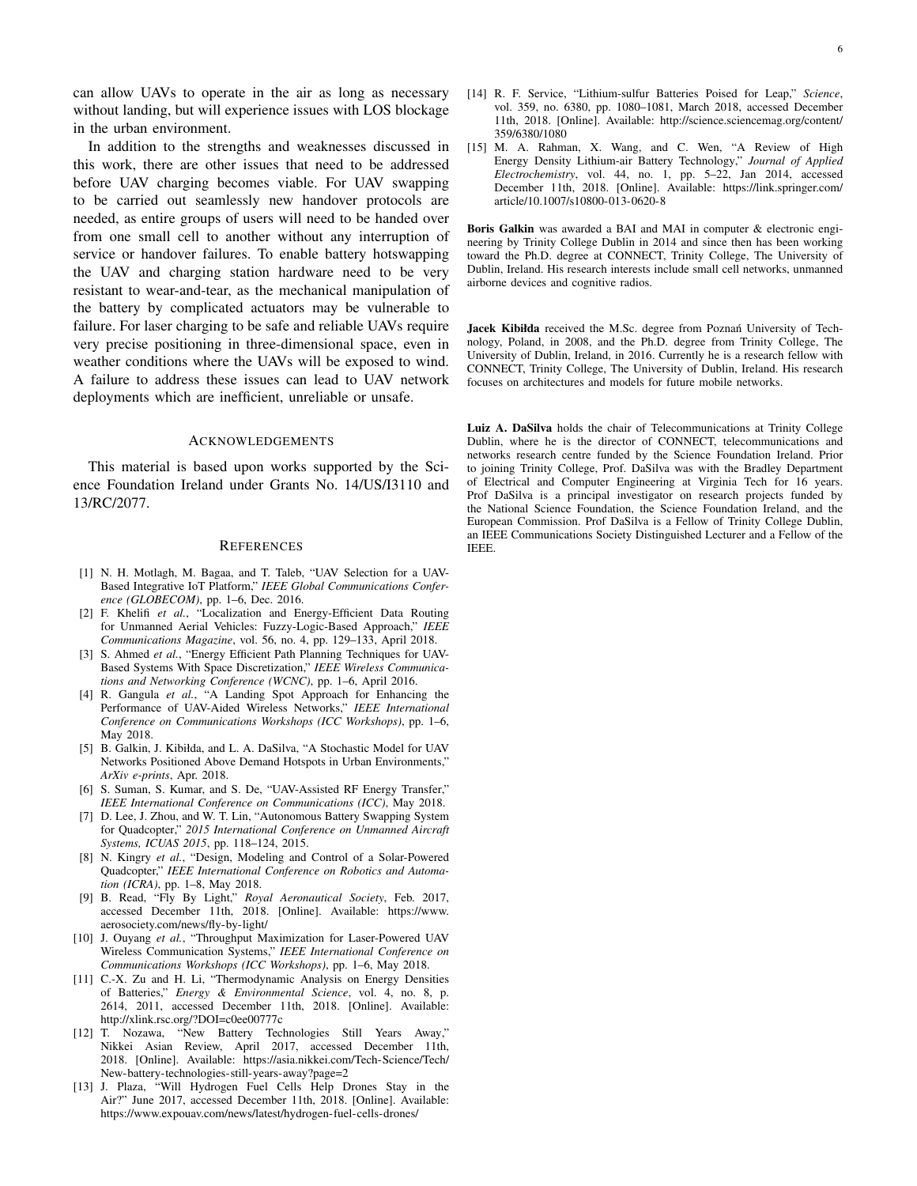can allow UAVs to operate in the air as long as necessary without landing, but will experience issues with LOS blockage in the urban environment.

In addition to the strengths and weaknesses discussed in this work, there are other issues that need to be addressed before UAV charging becomes viable. For UAV swapping to be carried out seamlessly new handover protocols are needed, as entire groups of users will need to be handed over from one small cell to another without any interruption of service or handover failures. To enable battery hotswapping the UAV and charging station hardware need to be very resistant to wear-and-tear, as the mechanical manipulation of the battery by complicated actuators may be vulnerable to failure. For laser charging to be safe and reliable UAVs require very precise positioning in three-dimensional space, even in weather conditions where the UAVs will be exposed to wind. A failure to address these issues can lead to UAV network deployments which are inefficient, unreliable or unsafe.

## Acknowledgements

This material is based upon works supported by the Science Foundation Ireland under Grants No. 14/US/I3110 and 13/RC/2077.

## References

[1] N. H. Motlagh, M. Bagaa, and T. Taleb, "UAV Selection for a UAV-Based Integrative IoT Platform," *IEEE Global Communications Conference (GLOBECOM)*, pp. 1–6, Dec. 2016.

[2] F. Khelifi *et al.*, "Localization and Energy-Efficient Data Routing for Unmanned Aerial Vehicles: Fuzzy-Logic-Based Approach," *IEEE Communications Magazine*, vol. 56, no. 4, pp. 129–133, April 2018.

[3] S. Ahmed *et al.*, "Energy Efficient Path Planning Techniques for UAV-Based Systems With Space Discretization," *IEEE Wireless Communications and Networking Conference (WCNC)*, pp. 1–6, April 2016.

[4] R. Gangula *et al.*, "A Landing Spot Approach for Enhancing the Performance of UAV-Aided Wireless Networks," *IEEE International Conference on Communications Workshops (ICC Workshops)*, pp. 1–6, May 2018.

[5] B. Galkin, J. Kibiłda, and L. A. DaSilva, "A Stochastic Model for UAV Networks Positioned Above Demand Hotspots in Urban Environments," *ArXiv e-prints*, Apr. 2018.

[6] S. Suman, S. Kumar, and S. De, "UAV-Assisted RF Energy Transfer," *IEEE International Conference on Communications (ICC)*, May 2018.

[7] D. Lee, J. Zhou, and W. T. Lin, "Autonomous Battery Swapping System for Quadcopter," *2015 International Conference on Unmanned Aircraft Systems, ICUAS 2015*, pp. 118–124, 2015.

[8] N. Kingry *et al.*, "Design, Modeling and Control of a Solar-Powered Quadcopter," *IEEE International Conference on Robotics and Automation (ICRA)*, pp. 1–8, May 2018.

[9] B. Read, "Fly By Light," *Royal Aeronautical Society*, Feb. 2017, accessed December 11th, 2018. [Online]. Available: https://www.aerosociety.com/news/fly-by-light/

[10] J. Ouyang *et al.*, "Throughput Maximization for Laser-Powered UAV Wireless Communication Systems," *IEEE International Conference on Communications Workshops (ICC Workshops)*, pp. 1–6, May 2018.

[11] C.-X. Zu and H. Li, "Thermodynamic Analysis on Energy Densities of Batteries," *Energy & Environmental Science*, vol. 4, no. 8, p. 2614, 2011, accessed December 11th, 2018. [Online]. Available: http://xlink.rsc.org/?DOI=c0ee00777c

[12] T. Nozawa, "New Battery Technologies Still Years Away," Nikkei Asian Review, April 2017, accessed December 11th, 2018. [Online]. Available: https://asia.nikkei.com/Tech-Science/Tech/New-battery-technologies-still-years-away?page=2

[13] J. Plaza, "Will Hydrogen Fuel Cells Help Drones Stay in the Air?" June 2017, accessed December 11th, 2018. [Online]. Available: https://www.expouav.com/news/latest/hydrogen-fuel-cells-drones/

[14] R. F. Service, "Lithium-sulfur Batteries Poised for Leap," *Science*, vol. 359, no. 6380, pp. 1080–1081, March 2018, accessed December 11th, 2018. [Online]. Available: http://science.sciencemag.org/content/359/6380/1080

[15] M. A. Rahman, X. Wang, and C. Wen, "A Review of High Energy Density Lithium-air Battery Technology," *Journal of Applied Electrochemistry*, vol. 44, no. 1, pp. 5–22, Jan 2014, accessed December 11th, 2018. [Online]. Available: https://link.springer.com/article/10.1007/s10800-013-0620-8

**Boris Galkin** was awarded a BAI and MAI in computer & electronic engineering by Trinity College Dublin in 2014 and since then has been working toward the Ph.D. degree at CONNECT, Trinity College, The University of Dublin, Ireland. His research interests include small cell networks, unmanned airborne devices and cognitive radios.

**Jacek Kibiłda** received the M.Sc. degree from Poznań University of Technology, Poland, in 2008, and the Ph.D. degree from Trinity College, The University of Dublin, Ireland, in 2016. Currently he is a research fellow with CONNECT, Trinity College, The University of Dublin, Ireland. His research focuses on architectures and models for future mobile networks.

**Luiz A. DaSilva** holds the chair of Telecommunications at Trinity College Dublin, where he is the director of CONNECT, telecommunications and networks research centre funded by the Science Foundation Ireland. Prior to joining Trinity College, Prof. DaSilva was with the Bradley Department of Electrical and Computer Engineering at Virginia Tech for 16 years. Prof DaSilva is a principal investigator on research projects funded by the National Science Foundation, the Science Foundation Ireland, and the European Commission. Prof DaSilva is a Fellow of Trinity College Dublin, an IEEE Communications Society Distinguished Lecturer and a Fellow of the IEEE.